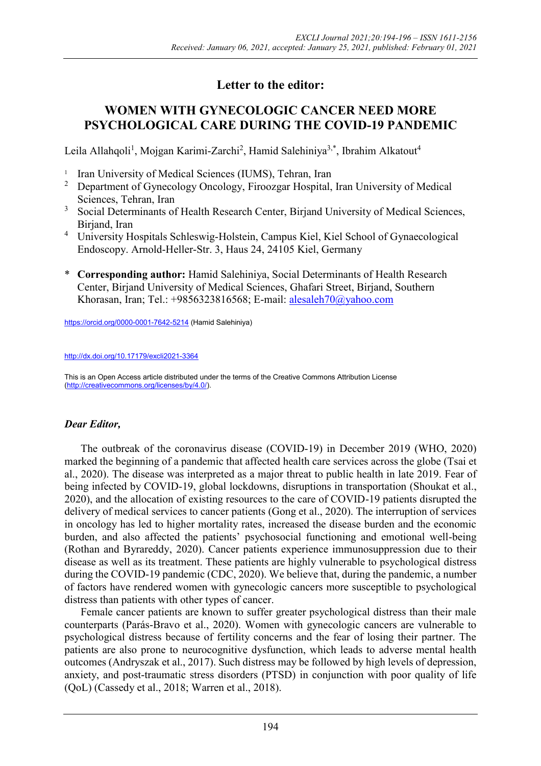## Letter to the editor:

# WOMEN WITH GYNECOLOGIC CANCER NEED MORE PSYCHOLOGICAL CARE DURING THE COVID-19 PANDEMIC

Leila Allahqoli[1], Mojgan Karimi-Zarchi[2], Hamid Salehiniya[3,*], Ibrahim Alkatout[4]

1. Iran University of Medical Sciences (IUMS), Tehran, Iran
2. Department of Gynecology Oncology, Firoozgar Hospital, Iran University of Medical Sciences, Tehran, Iran
3. Social Determinants of Health Research Center, Birjand University of Medical Sciences, Birjand, Iran
4. University Hospitals Schleswig-Holstein, Campus Kiel, Kiel School of Gynaecological Endoscopy. Arnold-Heller-Str. 3, Haus 24, 24105 Kiel, Germany

\* **Corresponding author:** Hamid Salehiniya, Social Determinants of Health Research Center, Birjand University of Medical Sciences, Ghafari Street, Birjand, Southern Khorasan, Iran; Tel.: +9856323816568; E-mail: alesaleh70@yahoo.com

https://orcid.org/0000-0001-7642-5214 (Hamid Salehiniya)

http://dx.doi.org/10.17179/excli2021-3364

This is an Open Access article distributed under the terms of the Creative Commons Attribution License (http://creativecommons.org/licenses/by/4.0/).

***Dear Editor,***

The outbreak of the coronavirus disease (COVID-19) in December 2019 (WHO, 2020) marked the beginning of a pandemic that affected health care services across the globe (Tsai et al., 2020). The disease was interpreted as a major threat to public health in late 2019. Fear of being infected by COVID-19, global lockdowns, disruptions in transportation (Shoukat et al., 2020), and the allocation of existing resources to the care of COVID-19 patients disrupted the delivery of medical services to cancer patients (Gong et al., 2020). The interruption of services in oncology has led to higher mortality rates, increased the disease burden and the economic burden, and also affected the patients' psychosocial functioning and emotional well-being (Rothan and Byrareddy, 2020). Cancer patients experience immunosuppression due to their disease as well as its treatment. These patients are highly vulnerable to psychological distress during the COVID-19 pandemic (CDC, 2020). We believe that, during the pandemic, a number of factors have rendered women with gynecologic cancers more susceptible to psychological distress than patients with other types of cancer.

Female cancer patients are known to suffer greater psychological distress than their male counterparts (Parás-Bravo et al., 2020). Women with gynecologic cancers are vulnerable to psychological distress because of fertility concerns and the fear of losing their partner. The patients are also prone to neurocognitive dysfunction, which leads to adverse mental health outcomes (Andryszak et al., 2017). Such distress may be followed by high levels of depression, anxiety, and post-traumatic stress disorders (PTSD) in conjunction with poor quality of life (QoL) (Cassedy et al., 2018; Warren et al., 2018).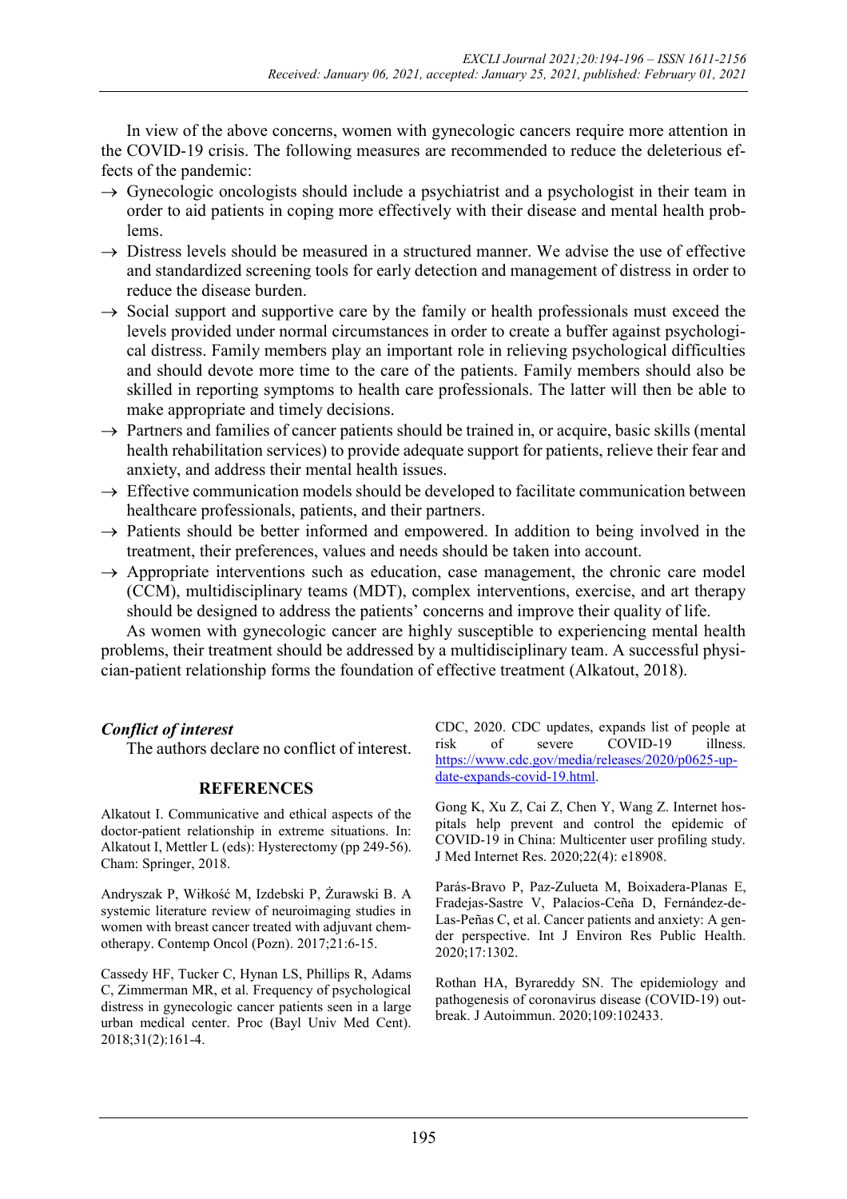In view of the above concerns, women with gynecologic cancers require more attention in the COVID-19 crisis. The following measures are recommended to reduce the deleterious effects of the pandemic:

→ Gynecologic oncologists should include a psychiatrist and a psychologist in their team in order to aid patients in coping more effectively with their disease and mental health problems.

→ Distress levels should be measured in a structured manner. We advise the use of effective and standardized screening tools for early detection and management of distress in order to reduce the disease burden.

→ Social support and supportive care by the family or health professionals must exceed the levels provided under normal circumstances in order to create a buffer against psychological distress. Family members play an important role in relieving psychological difficulties and should devote more time to the care of the patients. Family members should also be skilled in reporting symptoms to health care professionals. The latter will then be able to make appropriate and timely decisions.

→ Partners and families of cancer patients should be trained in, or acquire, basic skills (mental health rehabilitation services) to provide adequate support for patients, relieve their fear and anxiety, and address their mental health issues.

→ Effective communication models should be developed to facilitate communication between healthcare professionals, patients, and their partners.

→ Patients should be better informed and empowered. In addition to being involved in the treatment, their preferences, values and needs should be taken into account.

→ Appropriate interventions such as education, case management, the chronic care model (CCM), multidisciplinary teams (MDT), complex interventions, exercise, and art therapy should be designed to address the patients' concerns and improve their quality of life.

As women with gynecologic cancer are highly susceptible to experiencing mental health problems, their treatment should be addressed by a multidisciplinary team. A successful physician-patient relationship forms the foundation of effective treatment (Alkatout, 2018).

### *Conflict of interest*

The authors declare no conflict of interest.

## REFERENCES

Alkatout I. Communicative and ethical aspects of the doctor-patient relationship in extreme situations. In: Alkatout I, Mettler L (eds): Hysterectomy (pp 249-56). Cham: Springer, 2018.

Andryszak P, Wiłkość M, Izdebski P, Żurawski B. A systemic literature review of neuroimaging studies in women with breast cancer treated with adjuvant chemotherapy. Contemp Oncol (Pozn). 2017;21:6-15.

Cassedy HF, Tucker C, Hynan LS, Phillips R, Adams C, Zimmerman MR, et al. Frequency of psychological distress in gynecologic cancer patients seen in a large urban medical center. Proc (Bayl Univ Med Cent). 2018;31(2):161-4.

CDC, 2020. CDC updates, expands list of people at risk of severe COVID-19 illness. https://www.cdc.gov/media/releases/2020/p0625-update-expands-covid-19.html.

Gong K, Xu Z, Cai Z, Chen Y, Wang Z. Internet hospitals help prevent and control the epidemic of COVID-19 in China: Multicenter user profiling study. J Med Internet Res. 2020;22(4): e18908.

Parás-Bravo P, Paz-Zulueta M, Boixadera-Planas E, Fradejas-Sastre V, Palacios-Ceña D, Fernández-de-Las-Peñas C, et al. Cancer patients and anxiety: A gender perspective. Int J Environ Res Public Health. 2020;17:1302.

Rothan HA, Byrareddy SN. The epidemiology and pathogenesis of coronavirus disease (COVID-19) outbreak. J Autoimmun. 2020;109:102433.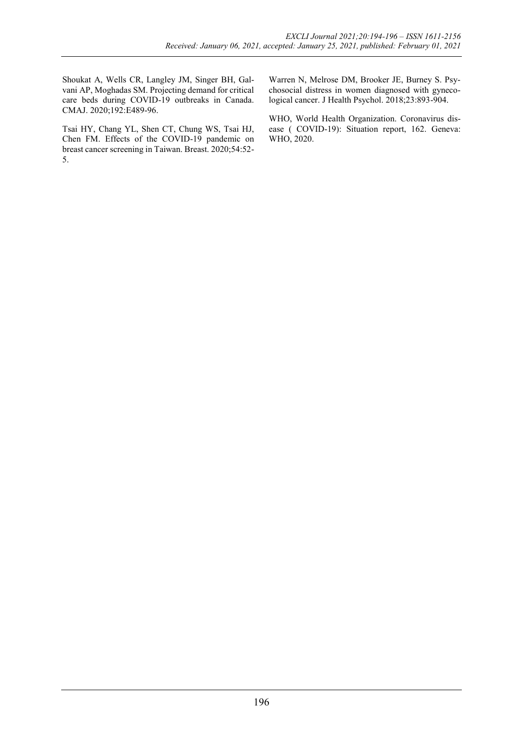Shoukat A, Wells CR, Langley JM, Singer BH, Galvani AP, Moghadas SM. Projecting demand for critical care beds during COVID-19 outbreaks in Canada. CMAJ. 2020;192:E489-96.

Tsai HY, Chang YL, Shen CT, Chung WS, Tsai HJ, Chen FM. Effects of the COVID-19 pandemic on breast cancer screening in Taiwan. Breast. 2020;54:52-5.

Warren N, Melrose DM, Brooker JE, Burney S. Psychosocial distress in women diagnosed with gynecological cancer. J Health Psychol. 2018;23:893-904.

WHO, World Health Organization. Coronavirus disease ( COVID-19): Situation report, 162. Geneva: WHO, 2020.